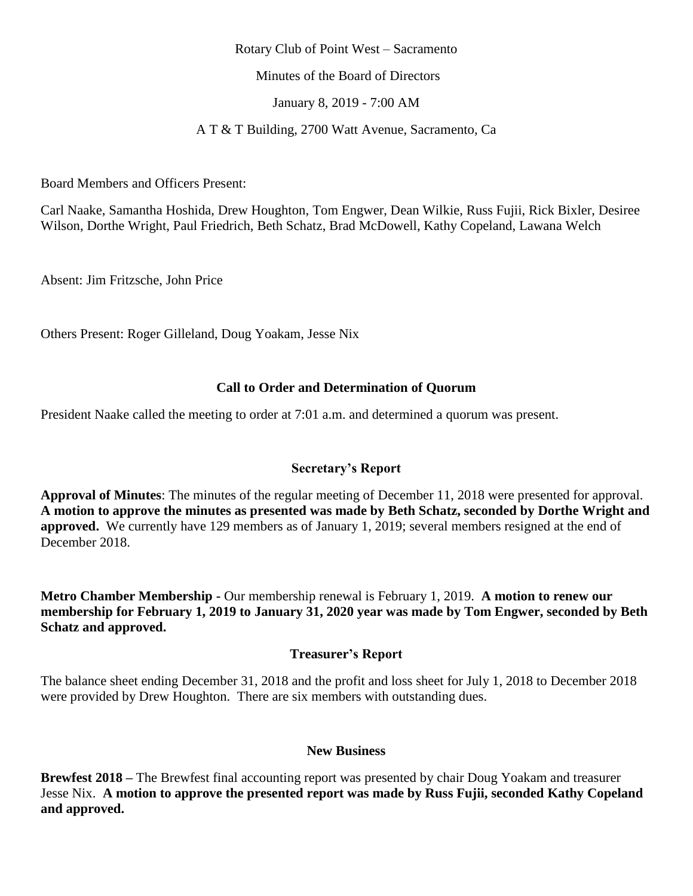Rotary Club of Point West – Sacramento

Minutes of the Board of Directors

January 8, 2019 - 7:00 AM

A T & T Building, 2700 Watt Avenue, Sacramento, Ca

Board Members and Officers Present:

Carl Naake, Samantha Hoshida, Drew Houghton, Tom Engwer, Dean Wilkie, Russ Fujii, Rick Bixler, Desiree Wilson, Dorthe Wright, Paul Friedrich, Beth Schatz, Brad McDowell, Kathy Copeland, Lawana Welch

Absent: Jim Fritzsche, John Price

Others Present: Roger Gilleland, Doug Yoakam, Jesse Nix

## Call to Order and Determination of Quorum

President Naake called the meeting to order at 7:01 a.m. and determined a quorum was present.

## Secretary's Report

**Approval of Minutes**: The minutes of the regular meeting of December 11, 2018 were presented for approval. **A motion to approve the minutes as presented was made by Beth Schatz, seconded by Dorthe Wright and approved.** We currently have 129 members as of January 1, 2019; several members resigned at the end of December 2018.

**Metro Chamber Membership** - Our membership renewal is February 1, 2019. **A motion to renew our membership for February 1, 2019 to January 31, 2020 year was made by Tom Engwer, seconded by Beth Schatz and approved.**

## Treasurer's Report

The balance sheet ending December 31, 2018 and the profit and loss sheet for July 1, 2018 to December 2018 were provided by Drew Houghton. There are six members with outstanding dues.

## New Business

**Brewfest 2018 –** The Brewfest final accounting report was presented by chair Doug Yoakam and treasurer Jesse Nix. **A motion to approve the presented report was made by Russ Fujii, seconded Kathy Copeland and approved.**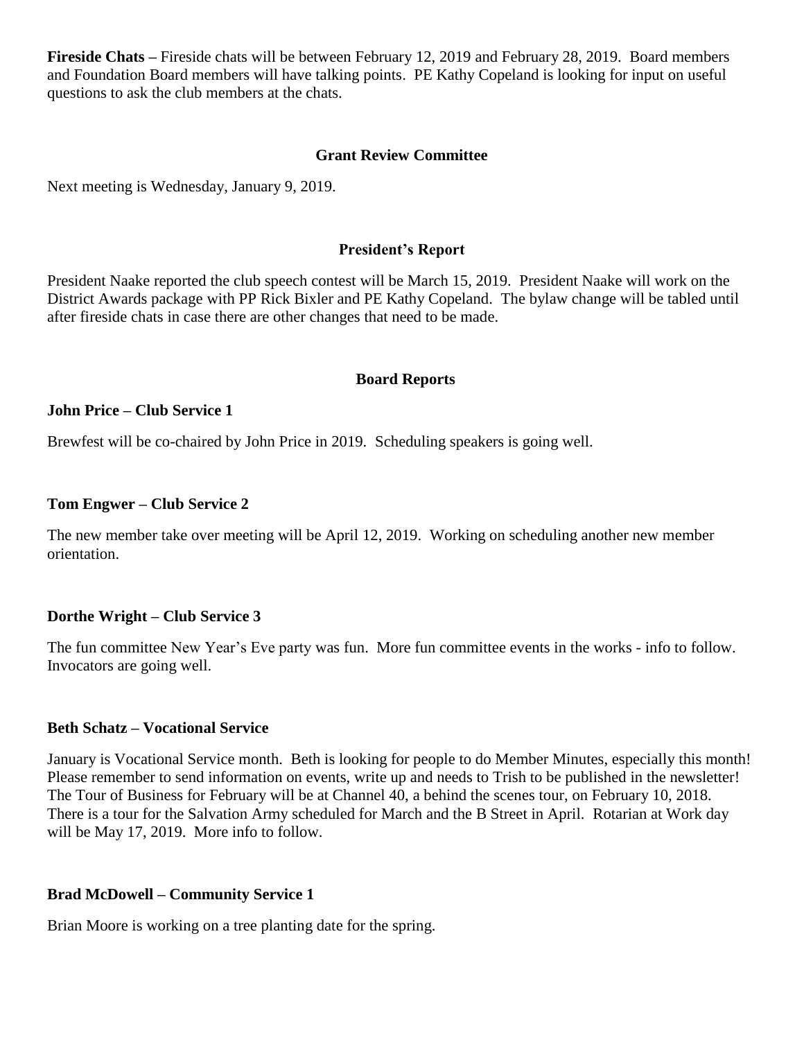**Fireside Chats –** Fireside chats will be between February 12, 2019 and February 28, 2019. Board members and Foundation Board members will have talking points. PE Kathy Copeland is looking for input on useful questions to ask the club members at the chats.

### Grant Review Committee

Next meeting is Wednesday, January 9, 2019.

### President's Report

President Naake reported the club speech contest will be March 15, 2019. President Naake will work on the District Awards package with PP Rick Bixler and PE Kathy Copeland. The bylaw change will be tabled until after fireside chats in case there are other changes that need to be made.

### Board Reports

**John Price – Club Service 1**

Brewfest will be co-chaired by John Price in 2019. Scheduling speakers is going well.

**Tom Engwer – Club Service 2**

The new member take over meeting will be April 12, 2019. Working on scheduling another new member orientation.

**Dorthe Wright – Club Service 3**

The fun committee New Year's Eve party was fun. More fun committee events in the works - info to follow. Invocators are going well.

**Beth Schatz – Vocational Service**

January is Vocational Service month. Beth is looking for people to do Member Minutes, especially this month! Please remember to send information on events, write up and needs to Trish to be published in the newsletter! The Tour of Business for February will be at Channel 40, a behind the scenes tour, on February 10, 2018. There is a tour for the Salvation Army scheduled for March and the B Street in April. Rotarian at Work day will be May 17, 2019. More info to follow.

**Brad McDowell – Community Service 1**

Brian Moore is working on a tree planting date for the spring.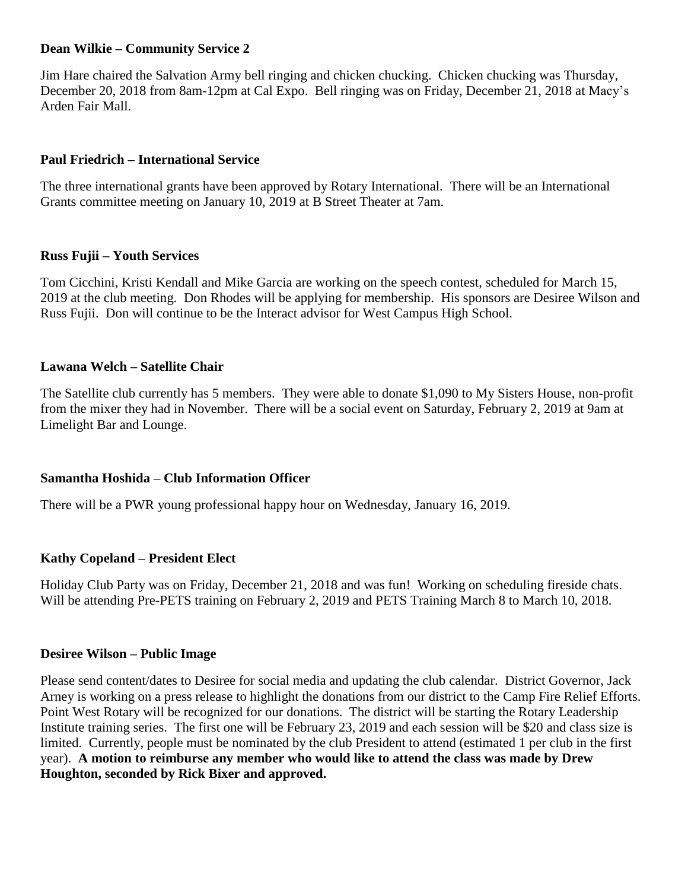**Dean Wilkie – Community Service 2**

Jim Hare chaired the Salvation Army bell ringing and chicken chucking. Chicken chucking was Thursday, December 20, 2018 from 8am-12pm at Cal Expo. Bell ringing was on Friday, December 21, 2018 at Macy's Arden Fair Mall.

**Paul Friedrich – International Service**

The three international grants have been approved by Rotary International. There will be an International Grants committee meeting on January 10, 2019 at B Street Theater at 7am.

**Russ Fujii – Youth Services**

Tom Cicchini, Kristi Kendall and Mike Garcia are working on the speech contest, scheduled for March 15, 2019 at the club meeting. Don Rhodes will be applying for membership. His sponsors are Desiree Wilson and Russ Fujii. Don will continue to be the Interact advisor for West Campus High School.

**Lawana Welch – Satellite Chair**

The Satellite club currently has 5 members. They were able to donate $1,090 to My Sisters House, non-profit from the mixer they had in November. There will be a social event on Saturday, February 2, 2019 at 9am at Limelight Bar and Lounge.

**Samantha Hoshida – Club Information Officer**

There will be a PWR young professional happy hour on Wednesday, January 16, 2019.

**Kathy Copeland – President Elect**

Holiday Club Party was on Friday, December 21, 2018 and was fun! Working on scheduling fireside chats. Will be attending Pre-PETS training on February 2, 2019 and PETS Training March 8 to March 10, 2018.

**Desiree Wilson – Public Image**

Please send content/dates to Desiree for social media and updating the club calendar. District Governor, Jack Arney is working on a press release to highlight the donations from our district to the Camp Fire Relief Efforts. Point West Rotary will be recognized for our donations. The district will be starting the Rotary Leadership Institute training series. The first one will be February 23, 2019 and each session will be $20 and class size is limited. Currently, people must be nominated by the club President to attend (estimated 1 per club in the first year). **A motion to reimburse any member who would like to attend the class was made by Drew Houghton, seconded by Rick Bixer and approved.**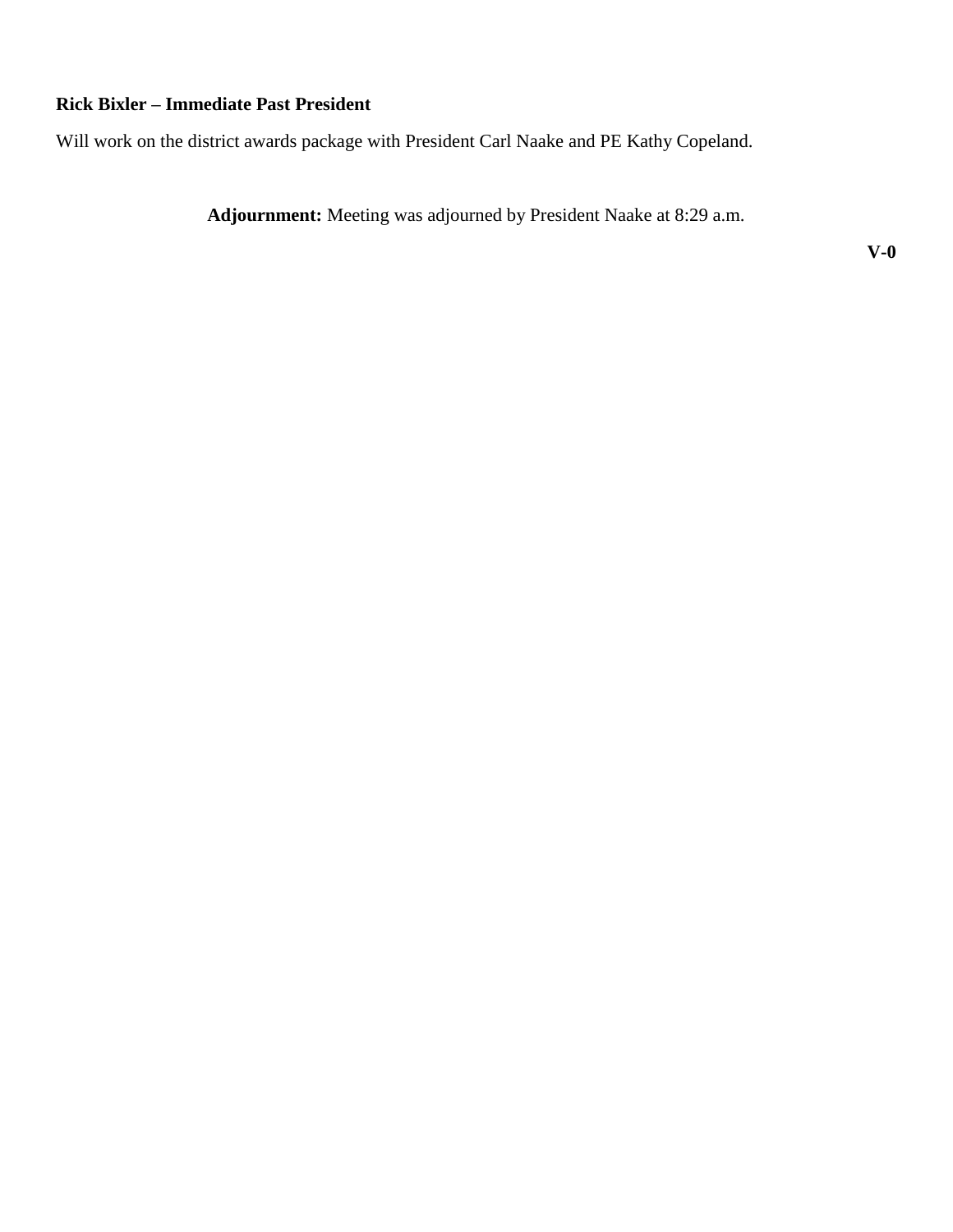**Rick Bixler – Immediate Past President**

Will work on the district awards package with President Carl Naake and PE Kathy Copeland.

**Adjournment:** Meeting was adjourned by President Naake at 8:29 a.m.

**V-0**